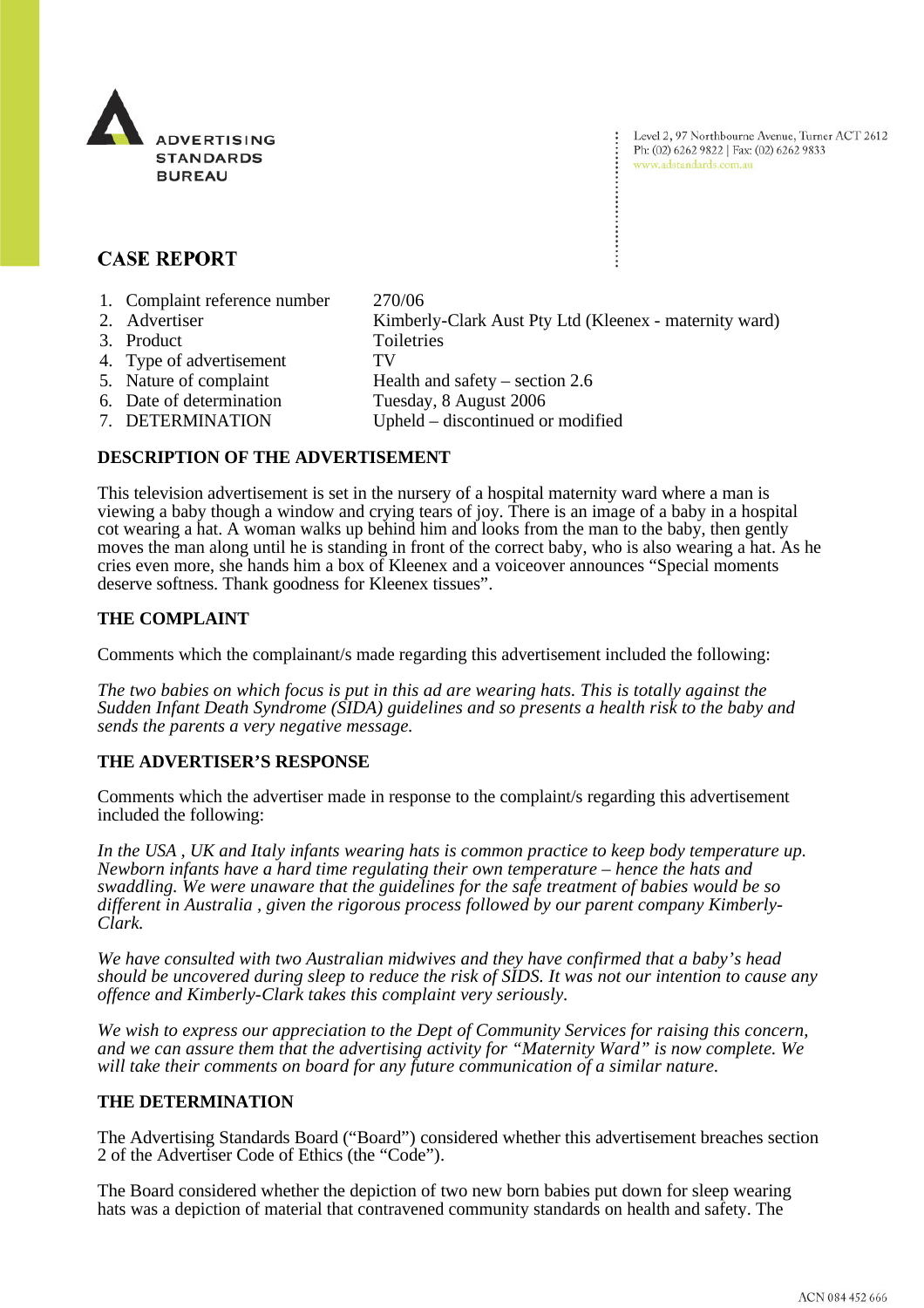ADVERTISING STANDARDS BUREAU

Level 2, 97 Northbourne Avenue, Turner ACT 2612
Ph: (02) 6262 9822 | Fax: (02) 6262 9833
www.adstandards.com.au

# CASE REPORT

| | | |
|---|---|---|
| 1. | Complaint reference number | 270/06 |
| 2. | Advertiser | Kimberly-Clark Aust Pty Ltd (Kleenex - maternity ward) |
| 3. | Product | Toiletries |
| 4. | Type of advertisement | TV |
| 5. | Nature of complaint | Health and safety – section 2.6 |
| 6. | Date of determination | Tuesday, 8 August 2006 |
| 7. | DETERMINATION | Upheld – discontinued or modified |

## DESCRIPTION OF THE ADVERTISEMENT

This television advertisement is set in the nursery of a hospital maternity ward where a man is viewing a baby though a window and crying tears of joy. There is an image of a baby in a hospital cot wearing a hat. A woman walks up behind him and looks from the man to the baby, then gently moves the man along until he is standing in front of the correct baby, who is also wearing a hat. As he cries even more, she hands him a box of Kleenex and a voiceover announces "Special moments deserve softness. Thank goodness for Kleenex tissues".

## THE COMPLAINT

Comments which the complainant/s made regarding this advertisement included the following:

*The two babies on which focus is put in this ad are wearing hats. This is totally against the Sudden Infant Death Syndrome (SIDA) guidelines and so presents a health risk to the baby and sends the parents a very negative message.*

## THE ADVERTISER'S RESPONSE

Comments which the advertiser made in response to the complaint/s regarding this advertisement included the following:

*In the USA , UK and Italy infants wearing hats is common practice to keep body temperature up. Newborn infants have a hard time regulating their own temperature – hence the hats and swaddling. We were unaware that the guidelines for the safe treatment of babies would be so different in Australia , given the rigorous process followed by our parent company Kimberly-Clark.*

*We have consulted with two Australian midwives and they have confirmed that a baby's head should be uncovered during sleep to reduce the risk of SIDS. It was not our intention to cause any offence and Kimberly-Clark takes this complaint very seriously.*

*We wish to express our appreciation to the Dept of Community Services for raising this concern, and we can assure them that the advertising activity for "Maternity Ward" is now complete. We will take their comments on board for any future communication of a similar nature.*

## THE DETERMINATION

The Advertising Standards Board ("Board") considered whether this advertisement breaches section 2 of the Advertiser Code of Ethics (the "Code").

The Board considered whether the depiction of two new born babies put down for sleep wearing hats was a depiction of material that contravened community standards on health and safety. The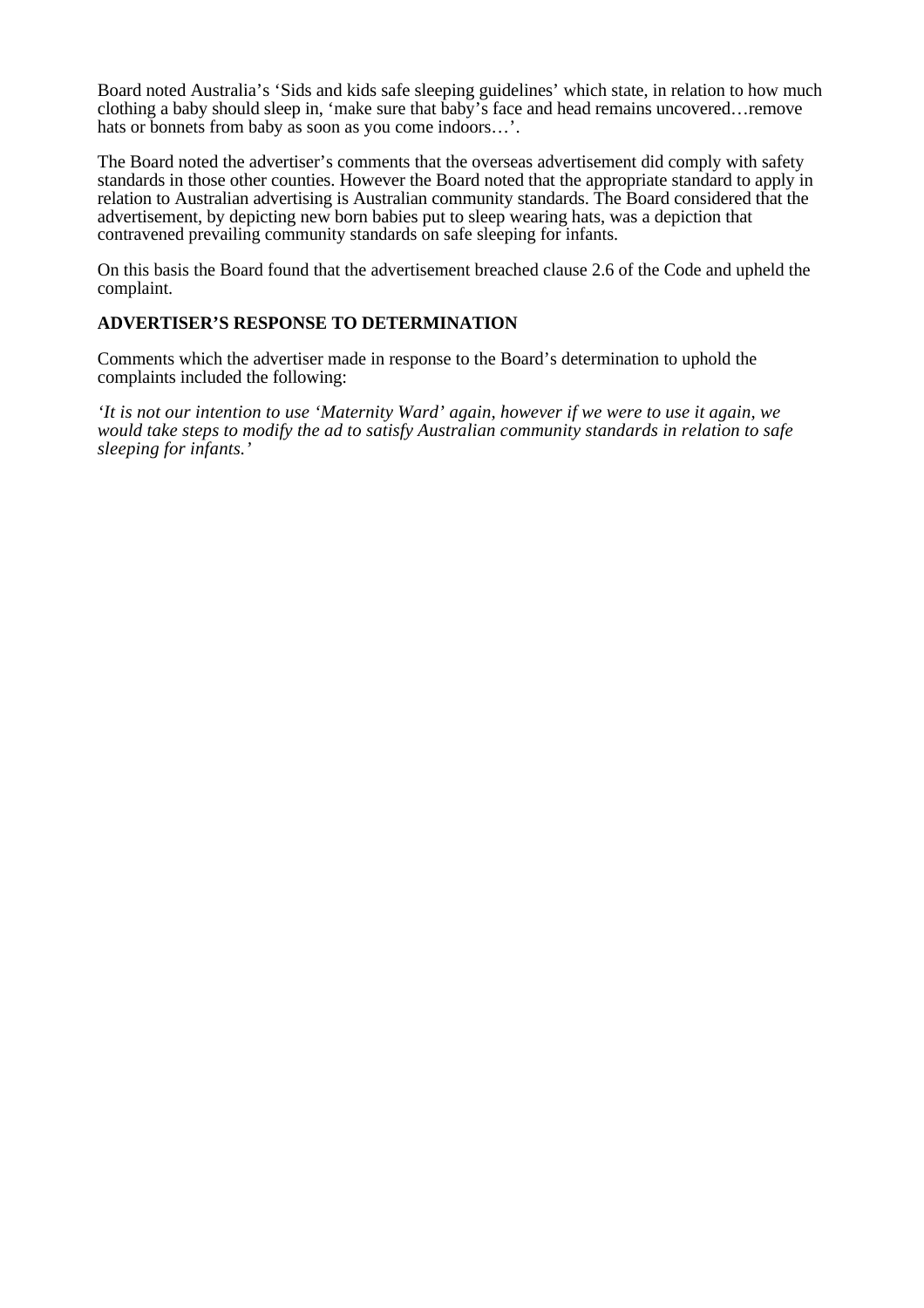Board noted Australia's 'Sids and kids safe sleeping guidelines' which state, in relation to how much clothing a baby should sleep in, 'make sure that baby's face and head remains uncovered…remove hats or bonnets from baby as soon as you come indoors…'.

The Board noted the advertiser's comments that the overseas advertisement did comply with safety standards in those other counties. However the Board noted that the appropriate standard to apply in relation to Australian advertising is Australian community standards. The Board considered that the advertisement, by depicting new born babies put to sleep wearing hats, was a depiction that contravened prevailing community standards on safe sleeping for infants.

On this basis the Board found that the advertisement breached clause 2.6 of the Code and upheld the complaint.

**ADVERTISER'S RESPONSE TO DETERMINATION**

Comments which the advertiser made in response to the Board's determination to uphold the complaints included the following:

*'It is not our intention to use 'Maternity Ward' again, however if we were to use it again, we would take steps to modify the ad to satisfy Australian community standards in relation to safe sleeping for infants.'*